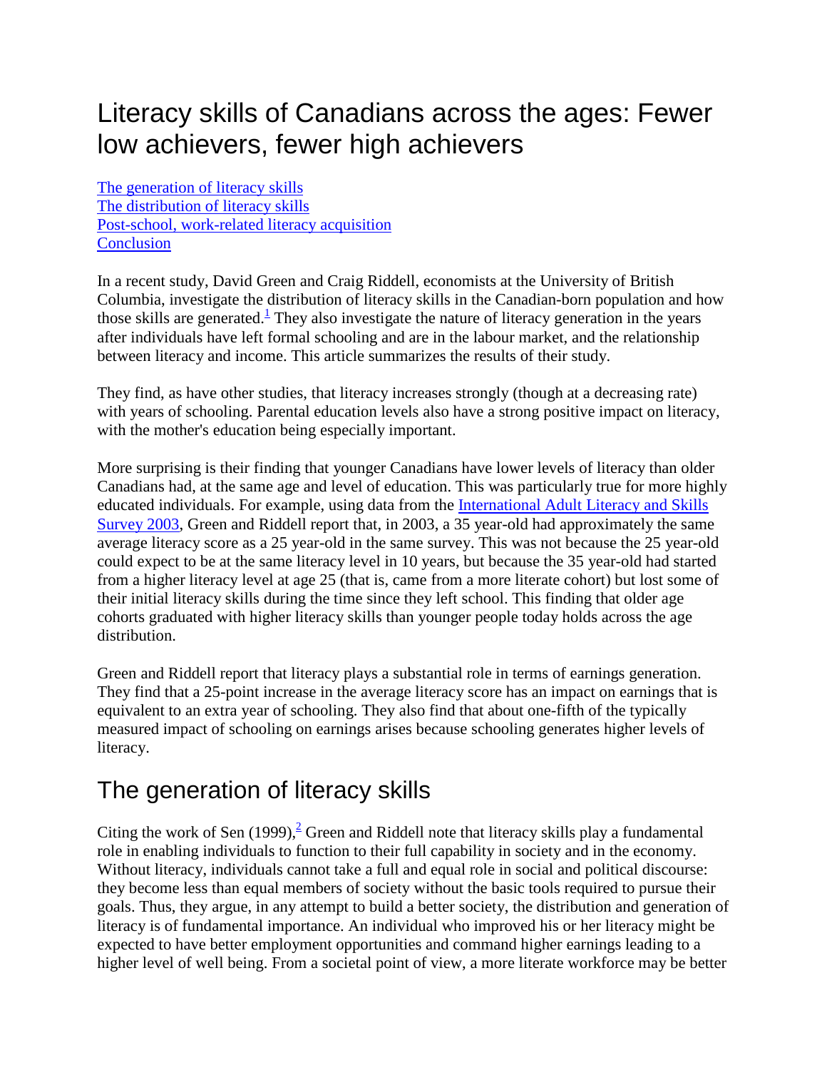# Literacy skills of Canadians across the ages: Fewer low achievers, fewer high achievers

The generation of literacy skills
The distribution of literacy skills
Post-school, work-related literacy acquisition
Conclusion

In a recent study, David Green and Craig Riddell, economists at the University of British Columbia, investigate the distribution of literacy skills in the Canadian-born population and how those skills are generated.[1] They also investigate the nature of literacy generation in the years after individuals have left formal schooling and are in the labour market, and the relationship between literacy and income. This article summarizes the results of their study.

They find, as have other studies, that literacy increases strongly (though at a decreasing rate) with years of schooling. Parental education levels also have a strong positive impact on literacy, with the mother's education being especially important.

More surprising is their finding that younger Canadians have lower levels of literacy than older Canadians had, at the same age and level of education. This was particularly true for more highly educated individuals. For example, using data from the International Adult Literacy and Skills Survey 2003, Green and Riddell report that, in 2003, a 35 year-old had approximately the same average literacy score as a 25 year-old in the same survey. This was not because the 25 year-old could expect to be at the same literacy level in 10 years, but because the 35 year-old had started from a higher literacy level at age 25 (that is, came from a more literate cohort) but lost some of their initial literacy skills during the time since they left school. This finding that older age cohorts graduated with higher literacy skills than younger people today holds across the age distribution.

Green and Riddell report that literacy plays a substantial role in terms of earnings generation. They find that a 25-point increase in the average literacy score has an impact on earnings that is equivalent to an extra year of schooling. They also find that about one-fifth of the typically measured impact of schooling on earnings arises because schooling generates higher levels of literacy.

## The generation of literacy skills

Citing the work of Sen (1999),[2] Green and Riddell note that literacy skills play a fundamental role in enabling individuals to function to their full capability in society and in the economy. Without literacy, individuals cannot take a full and equal role in social and political discourse: they become less than equal members of society without the basic tools required to pursue their goals. Thus, they argue, in any attempt to build a better society, the distribution and generation of literacy is of fundamental importance. An individual who improved his or her literacy might be expected to have better employment opportunities and command higher earnings leading to a higher level of well being. From a societal point of view, a more literate workforce may be better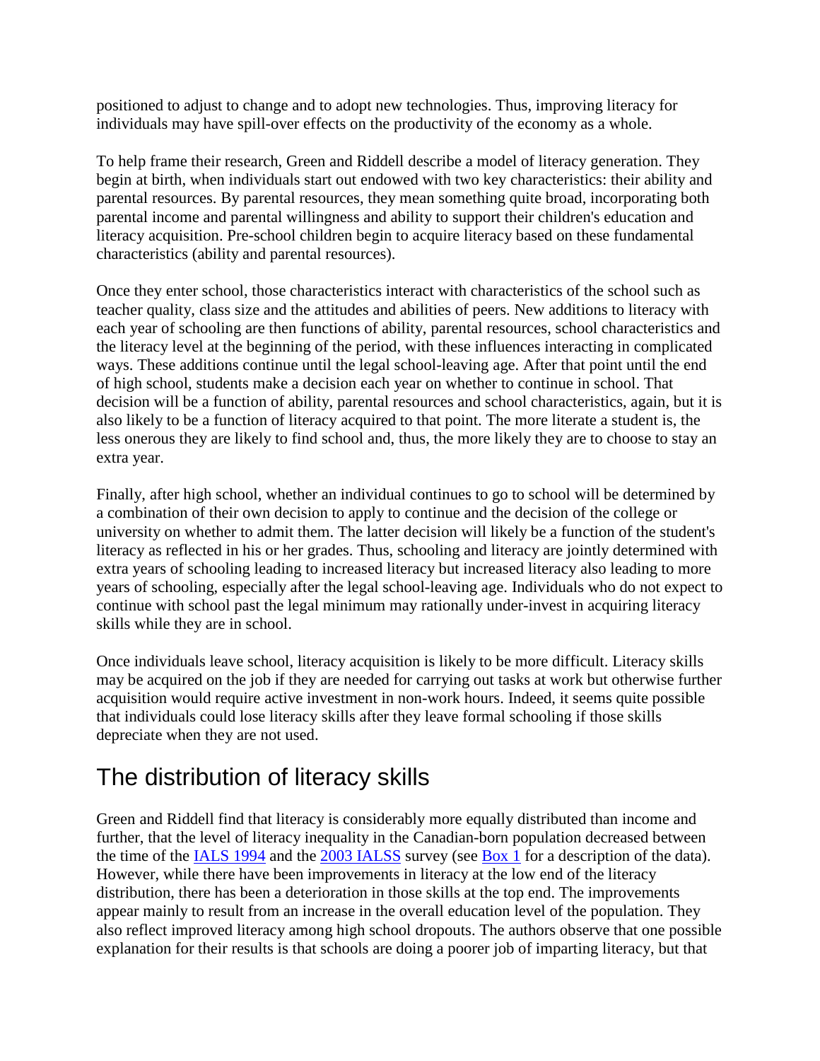positioned to adjust to change and to adopt new technologies. Thus, improving literacy for individuals may have spill-over effects on the productivity of the economy as a whole.

To help frame their research, Green and Riddell describe a model of literacy generation. They begin at birth, when individuals start out endowed with two key characteristics: their ability and parental resources. By parental resources, they mean something quite broad, incorporating both parental income and parental willingness and ability to support their children's education and literacy acquisition. Pre-school children begin to acquire literacy based on these fundamental characteristics (ability and parental resources).

Once they enter school, those characteristics interact with characteristics of the school such as teacher quality, class size and the attitudes and abilities of peers. New additions to literacy with each year of schooling are then functions of ability, parental resources, school characteristics and the literacy level at the beginning of the period, with these influences interacting in complicated ways. These additions continue until the legal school-leaving age. After that point until the end of high school, students make a decision each year on whether to continue in school. That decision will be a function of ability, parental resources and school characteristics, again, but it is also likely to be a function of literacy acquired to that point. The more literate a student is, the less onerous they are likely to find school and, thus, the more likely they are to choose to stay an extra year.

Finally, after high school, whether an individual continues to go to school will be determined by a combination of their own decision to apply to continue and the decision of the college or university on whether to admit them. The latter decision will likely be a function of the student's literacy as reflected in his or her grades. Thus, schooling and literacy are jointly determined with extra years of schooling leading to increased literacy but increased literacy also leading to more years of schooling, especially after the legal school-leaving age. Individuals who do not expect to continue with school past the legal minimum may rationally under-invest in acquiring literacy skills while they are in school.

Once individuals leave school, literacy acquisition is likely to be more difficult. Literacy skills may be acquired on the job if they are needed for carrying out tasks at work but otherwise further acquisition would require active investment in non-work hours. Indeed, it seems quite possible that individuals could lose literacy skills after they leave formal schooling if those skills depreciate when they are not used.

## The distribution of literacy skills

Green and Riddell find that literacy is considerably more equally distributed than income and further, that the level of literacy inequality in the Canadian-born population decreased between the time of the IALS 1994 and the 2003 IALSS survey (see Box 1 for a description of the data). However, while there have been improvements in literacy at the low end of the literacy distribution, there has been a deterioration in those skills at the top end. The improvements appear mainly to result from an increase in the overall education level of the population. They also reflect improved literacy among high school dropouts. The authors observe that one possible explanation for their results is that schools are doing a poorer job of imparting literacy, but that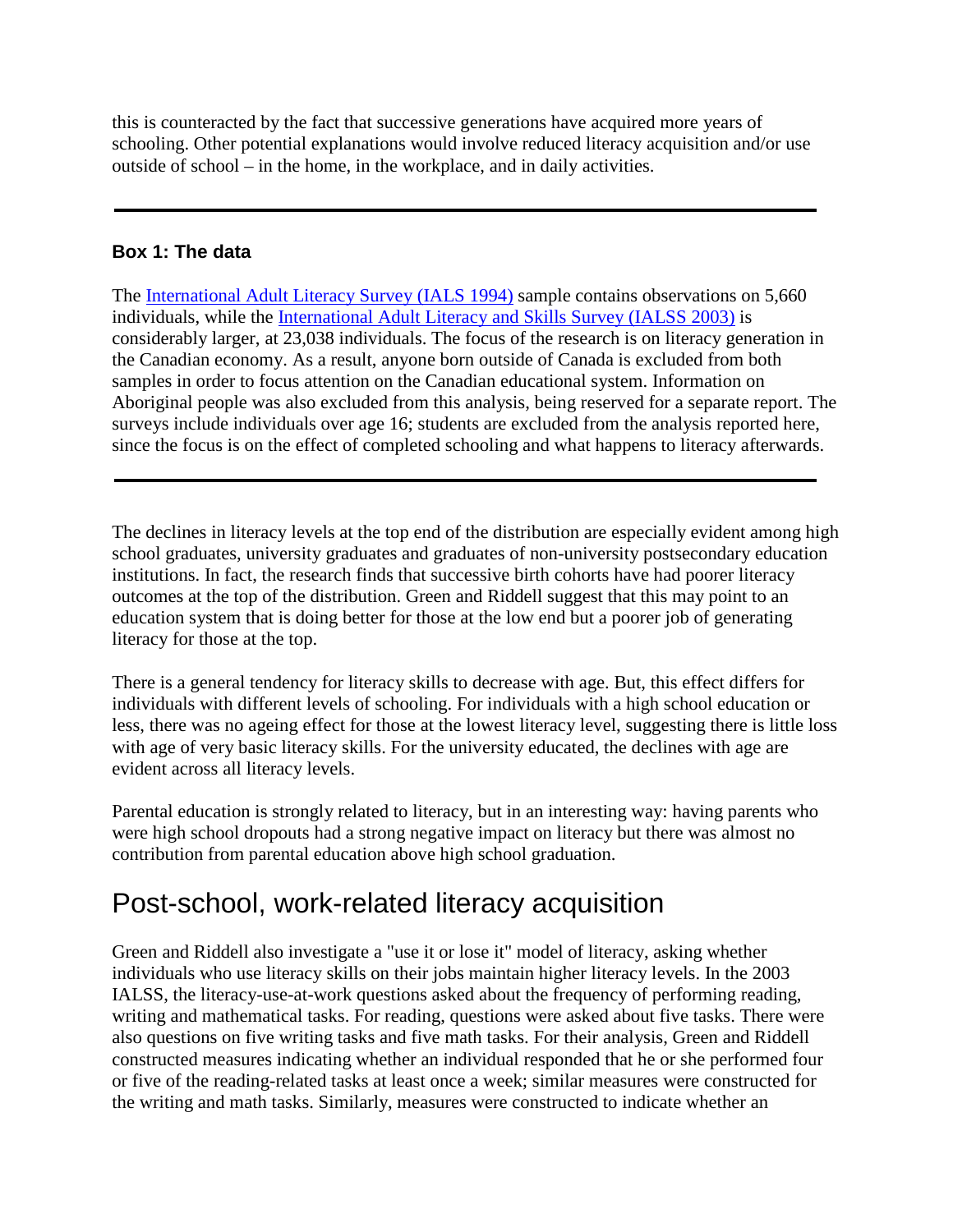this is counteracted by the fact that successive generations have acquired more years of schooling. Other potential explanations would involve reduced literacy acquisition and/or use outside of school – in the home, in the workplace, and in daily activities.

---

### Box 1: The data

The [International Adult Literacy Survey (IALS 1994)]() sample contains observations on 5,660 individuals, while the [International Adult Literacy and Skills Survey (IALSS 2003)]() is considerably larger, at 23,038 individuals. The focus of the research is on literacy generation in the Canadian economy. As a result, anyone born outside of Canada is excluded from both samples in order to focus attention on the Canadian educational system. Information on Aboriginal people was also excluded from this analysis, being reserved for a separate report. The surveys include individuals over age 16; students are excluded from the analysis reported here, since the focus is on the effect of completed schooling and what happens to literacy afterwards.

---

The declines in literacy levels at the top end of the distribution are especially evident among high school graduates, university graduates and graduates of non-university postsecondary education institutions. In fact, the research finds that successive birth cohorts have had poorer literacy outcomes at the top of the distribution. Green and Riddell suggest that this may point to an education system that is doing better for those at the low end but a poorer job of generating literacy for those at the top.

There is a general tendency for literacy skills to decrease with age. But, this effect differs for individuals with different levels of schooling. For individuals with a high school education or less, there was no ageing effect for those at the lowest literacy level, suggesting there is little loss with age of very basic literacy skills. For the university educated, the declines with age are evident across all literacy levels.

Parental education is strongly related to literacy, but in an interesting way: having parents who were high school dropouts had a strong negative impact on literacy but there was almost no contribution from parental education above high school graduation.

## Post-school, work-related literacy acquisition

Green and Riddell also investigate a "use it or lose it" model of literacy, asking whether individuals who use literacy skills on their jobs maintain higher literacy levels. In the 2003 IALSS, the literacy-use-at-work questions asked about the frequency of performing reading, writing and mathematical tasks. For reading, questions were asked about five tasks. There were also questions on five writing tasks and five math tasks. For their analysis, Green and Riddell constructed measures indicating whether an individual responded that he or she performed four or five of the reading-related tasks at least once a week; similar measures were constructed for the writing and math tasks. Similarly, measures were constructed to indicate whether an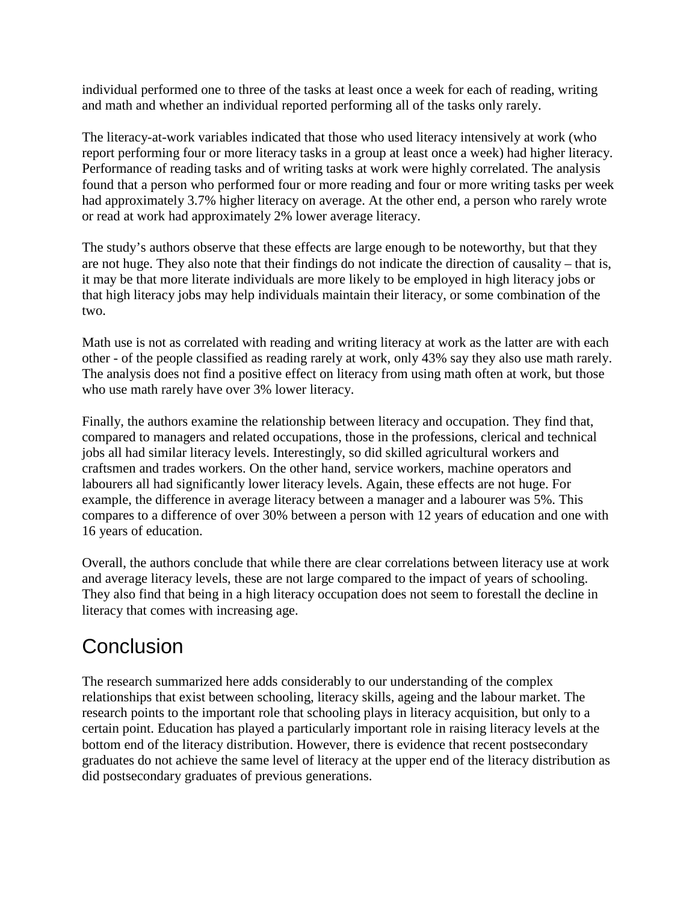individual performed one to three of the tasks at least once a week for each of reading, writing and math and whether an individual reported performing all of the tasks only rarely.

The literacy-at-work variables indicated that those who used literacy intensively at work (who report performing four or more literacy tasks in a group at least once a week) had higher literacy. Performance of reading tasks and of writing tasks at work were highly correlated. The analysis found that a person who performed four or more reading and four or more writing tasks per week had approximately 3.7% higher literacy on average. At the other end, a person who rarely wrote or read at work had approximately 2% lower average literacy.

The study's authors observe that these effects are large enough to be noteworthy, but that they are not huge. They also note that their findings do not indicate the direction of causality – that is, it may be that more literate individuals are more likely to be employed in high literacy jobs or that high literacy jobs may help individuals maintain their literacy, or some combination of the two.

Math use is not as correlated with reading and writing literacy at work as the latter are with each other - of the people classified as reading rarely at work, only 43% say they also use math rarely. The analysis does not find a positive effect on literacy from using math often at work, but those who use math rarely have over 3% lower literacy.

Finally, the authors examine the relationship between literacy and occupation. They find that, compared to managers and related occupations, those in the professions, clerical and technical jobs all had similar literacy levels. Interestingly, so did skilled agricultural workers and craftsmen and trades workers. On the other hand, service workers, machine operators and labourers all had significantly lower literacy levels. Again, these effects are not huge. For example, the difference in average literacy between a manager and a labourer was 5%. This compares to a difference of over 30% between a person with 12 years of education and one with 16 years of education.

Overall, the authors conclude that while there are clear correlations between literacy use at work and average literacy levels, these are not large compared to the impact of years of schooling. They also find that being in a high literacy occupation does not seem to forestall the decline in literacy that comes with increasing age.

# Conclusion

The research summarized here adds considerably to our understanding of the complex relationships that exist between schooling, literacy skills, ageing and the labour market. The research points to the important role that schooling plays in literacy acquisition, but only to a certain point. Education has played a particularly important role in raising literacy levels at the bottom end of the literacy distribution. However, there is evidence that recent postsecondary graduates do not achieve the same level of literacy at the upper end of the literacy distribution as did postsecondary graduates of previous generations.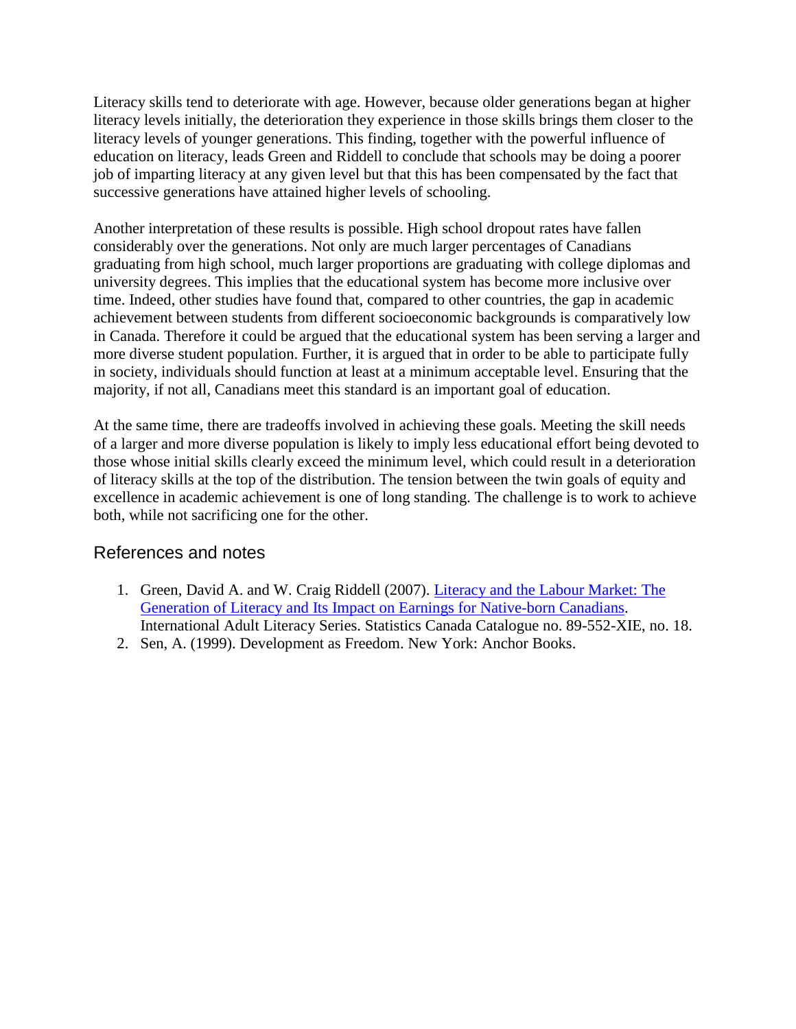Literacy skills tend to deteriorate with age. However, because older generations began at higher literacy levels initially, the deterioration they experience in those skills brings them closer to the literacy levels of younger generations. This finding, together with the powerful influence of education on literacy, leads Green and Riddell to conclude that schools may be doing a poorer job of imparting literacy at any given level but that this has been compensated by the fact that successive generations have attained higher levels of schooling.

Another interpretation of these results is possible. High school dropout rates have fallen considerably over the generations. Not only are much larger percentages of Canadians graduating from high school, much larger proportions are graduating with college diplomas and university degrees. This implies that the educational system has become more inclusive over time. Indeed, other studies have found that, compared to other countries, the gap in academic achievement between students from different socioeconomic backgrounds is comparatively low in Canada. Therefore it could be argued that the educational system has been serving a larger and more diverse student population. Further, it is argued that in order to be able to participate fully in society, individuals should function at least at a minimum acceptable level. Ensuring that the majority, if not all, Canadians meet this standard is an important goal of education.

At the same time, there are tradeoffs involved in achieving these goals. Meeting the skill needs of a larger and more diverse population is likely to imply less educational effort being devoted to those whose initial skills clearly exceed the minimum level, which could result in a deterioration of literacy skills at the top of the distribution. The tension between the twin goals of equity and excellence in academic achievement is one of long standing. The challenge is to work to achieve both, while not sacrificing one for the other.

## References and notes

1. Green, David A. and W. Craig Riddell (2007). Literacy and the Labour Market: The Generation of Literacy and Its Impact on Earnings for Native-born Canadians. International Adult Literacy Series. Statistics Canada Catalogue no. 89-552-XIE, no. 18.
2. Sen, A. (1999). Development as Freedom. New York: Anchor Books.